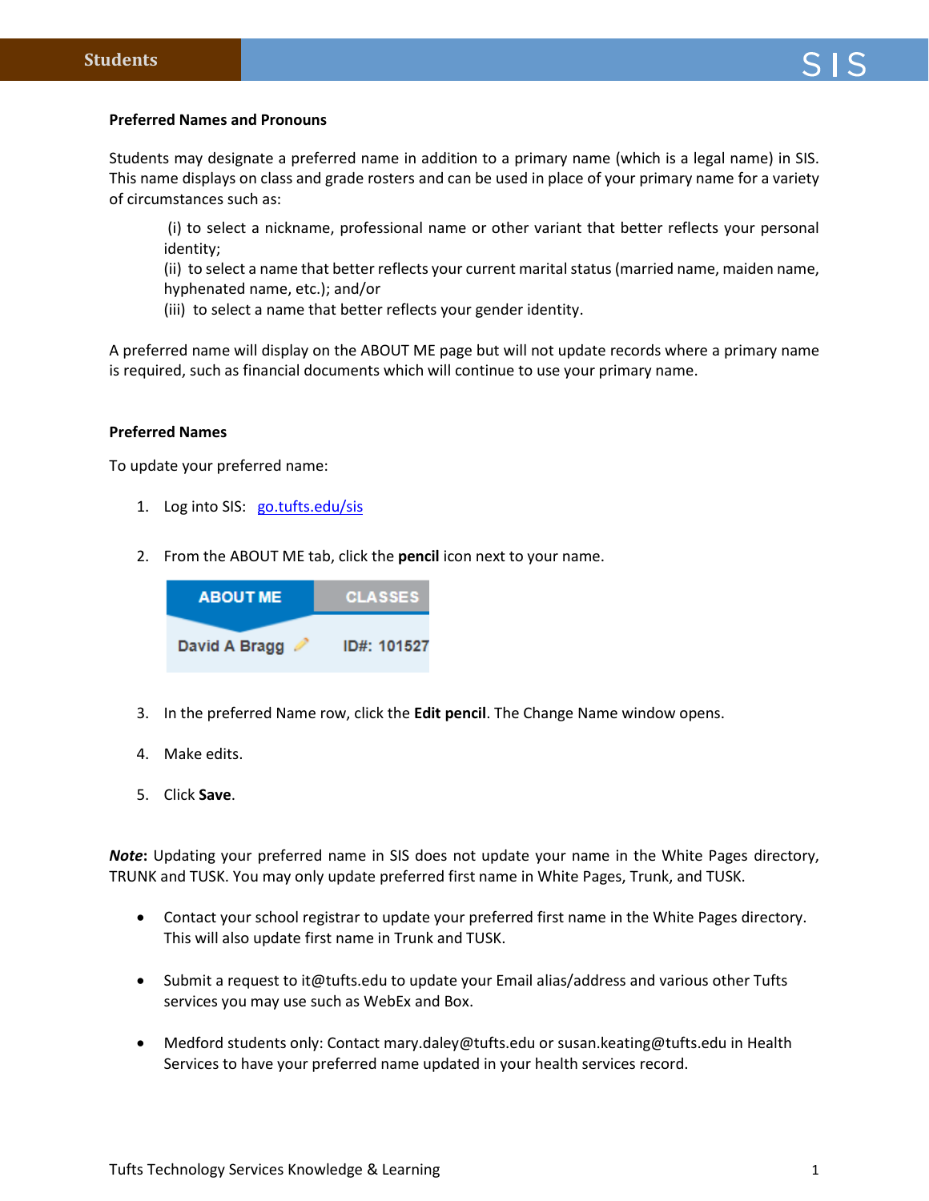### Preferred Names and Pronouns

Students may designate a preferred name in addition to a primary name (which is a legal name) in SIS. This name displays on class and grade rosters and can be used in place of your primary name for a variety of circumstances such as:

(i) to select a nickname, professional name or other variant that better reflects your personal identity;
(ii) to select a name that better reflects your current marital status (married name, maiden name, hyphenated name, etc.); and/or
(iii) to select a name that better reflects your gender identity.

A preferred name will display on the ABOUT ME page but will not update records where a primary name is required, such as financial documents which will continue to use your primary name.

### Preferred Names

To update your preferred name:

1. Log into SIS: [go.tufts.edu/sis](go.tufts.edu/sis)

2. From the ABOUT ME tab, click the **pencil** icon next to your name.

   ABOUT ME | CLASSES
   David A Bragg | ID#: 101527

3. In the preferred Name row, click the **Edit pencil**. The Change Name window opens.

4. Make edits.

5. Click **Save**.

***Note*****:** Updating your preferred name in SIS does not update your name in the White Pages directory, TRUNK and TUSK. You may only update preferred first name in White Pages, Trunk, and TUSK.

- Contact your school registrar to update your preferred first name in the White Pages directory. This will also update first name in Trunk and TUSK.

- Submit a request to it@tufts.edu to update your Email alias/address and various other Tufts services you may use such as WebEx and Box.

- Medford students only: Contact mary.daley@tufts.edu or susan.keating@tufts.edu in Health Services to have your preferred name updated in your health services record.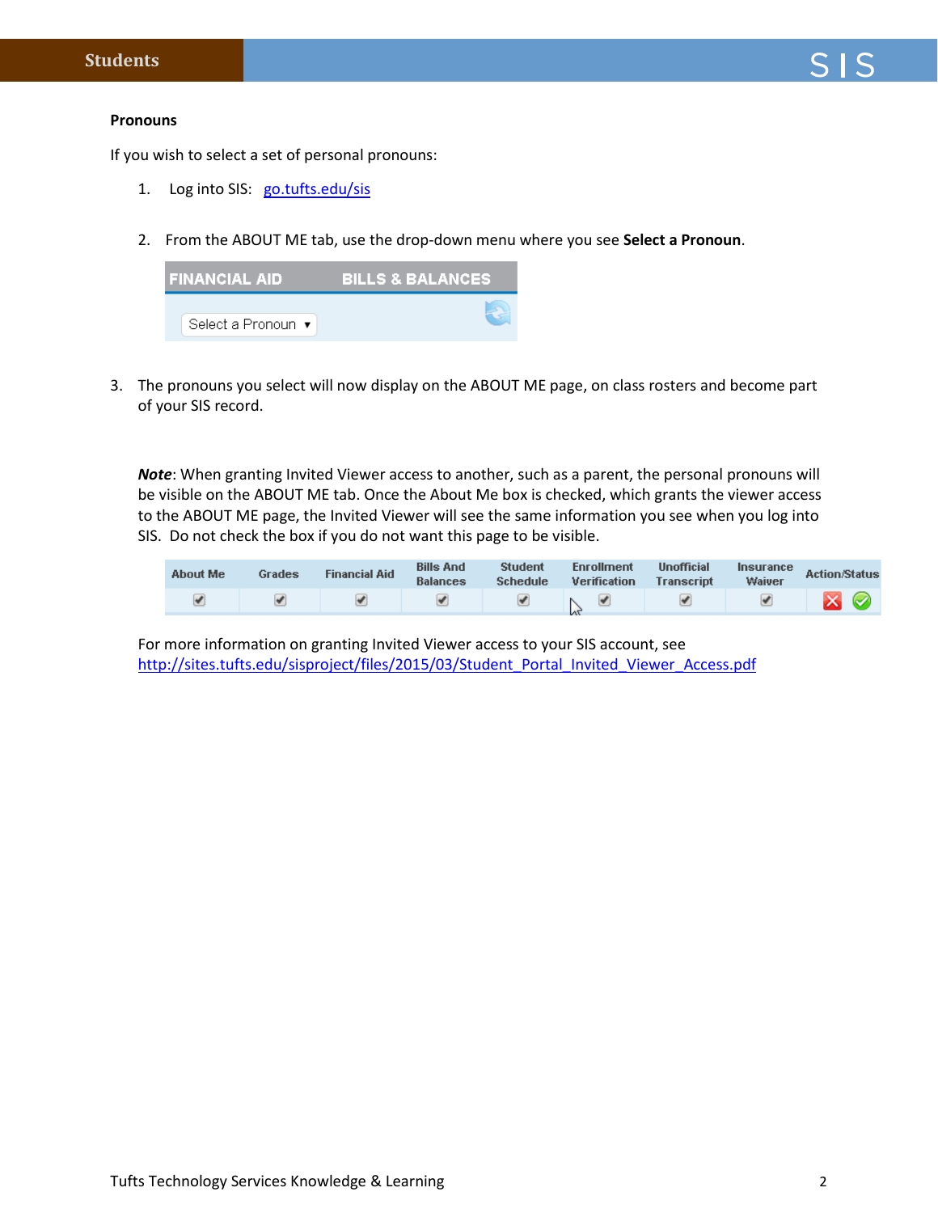**Pronouns**

If you wish to select a set of personal pronouns:

1. Log into SIS: go.tufts.edu/sis

2. From the ABOUT ME tab, use the drop-down menu where you see **Select a Pronoun**.

3. The pronouns you select will now display on the ABOUT ME page, on class rosters and become part of your SIS record.

***Note***: When granting Invited Viewer access to another, such as a parent, the personal pronouns will be visible on the ABOUT ME tab. Once the About Me box is checked, which grants the viewer access to the ABOUT ME page, the Invited Viewer will see the same information you see when you log into SIS. Do not check the box if you do not want this page to be visible.

For more information on granting Invited Viewer access to your SIS account, see http://sites.tufts.edu/sisproject/files/2015/03/Student_Portal_Invited_Viewer_Access.pdf